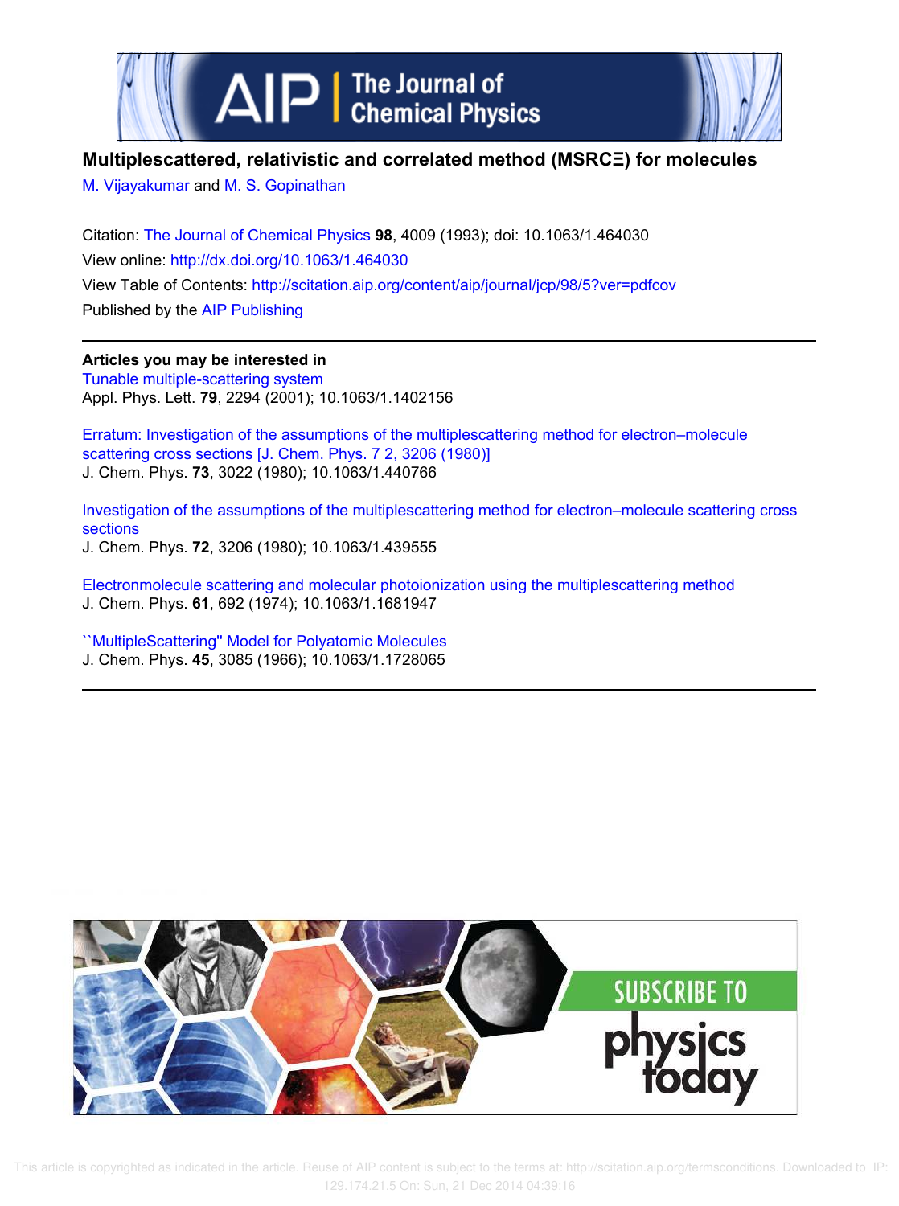# Multiplescattered, relativistic and correlated method (MSRCΞ) for molecules

M. Vijayakumar and M. S. Gopinathan

Citation: The Journal of Chemical Physics **98**, 4009 (1993); doi: 10.1063/1.464030

View online: http://dx.doi.org/10.1063/1.464030

View Table of Contents: http://scitation.aip.org/content/aip/journal/jcp/98/5?ver=pdfcov

Published by the AIP Publishing

**Articles you may be interested in**

Tunable multiple-scattering system
Appl. Phys. Lett. **79**, 2294 (2001); 10.1063/1.1402156

Erratum: Investigation of the assumptions of the multiplescattering method for electron–molecule scattering cross sections [J. Chem. Phys. 7 2, 3206 (1980)]
J. Chem. Phys. **73**, 3022 (1980); 10.1063/1.440766

Investigation of the assumptions of the multiplescattering method for electron–molecule scattering cross sections
J. Chem. Phys. **72**, 3206 (1980); 10.1063/1.439555

Electronmolecule scattering and molecular photoionization using the multiplescattering method
J. Chem. Phys. **61**, 692 (1974); 10.1063/1.1681947

``MultipleScattering'' Model for Polyatomic Molecules
J. Chem. Phys. **45**, 3085 (1966); 10.1063/1.1728065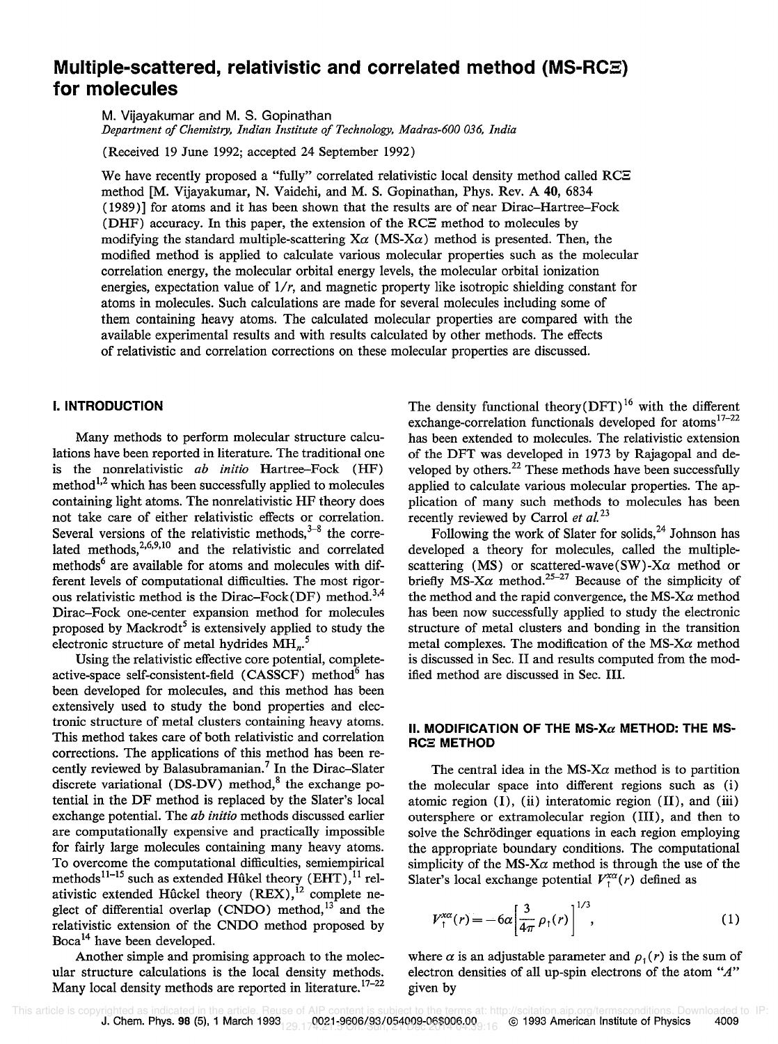# Multiple-scattered, relativistic and correlated method (MS-RCΞ) for molecules

M. Vijayakumar and M. S. Gopinathan

*Department of Chemistry, Indian Institute of Technology, Madras-600 036, India*

(Received 19 June 1992; accepted 24 September 1992)

We have recently proposed a "fully" correlated relativistic local density method called RCΞ method [M. Vijayakumar, N. Vaidehi, and M. S. Gopinathan, Phys. Rev. A **40**, 6834 (1989)] for atoms and it has been shown that the results are of near Dirac–Hartree–Fock (DHF) accuracy. In this paper, the extension of the RCΞ method to molecules by modifying the standard multiple-scattering $X\alpha$ (MS-$X\alpha$) method is presented. Then, the modified method is applied to calculate various molecular properties such as the molecular correlation energy, the molecular orbital energy levels, the molecular orbital ionization energies, expectation value of $1/r$, and magnetic property like isotropic shielding constant for atoms in molecules. Such calculations are made for several molecules including some of them containing heavy atoms. The calculated molecular properties are compared with the available experimental results and with results calculated by other methods. The effects of relativistic and correlation corrections on these molecular properties are discussed.

## I. INTRODUCTION

Many methods to perform molecular structure calculations have been reported in literature. The traditional one is the nonrelativistic *ab initio* Hartree–Fock (HF) method[1,2] which has been successfully applied to molecules containing light atoms. The nonrelativistic HF theory does not take care of either relativistic effects or correlation. Several versions of the relativistic methods,[3–8] the correlated methods,[2,6,9,10] and the relativistic and correlated methods[6] are available for atoms and molecules with different levels of computational difficulties. The most rigorous relativistic method is the Dirac–Fock(DF) method.[3,4] Dirac–Fock one-center expansion method for molecules proposed by Mackrodt[5] is extensively applied to study the electronic structure of metal hydrides $MH_n$.[5]

Using the relativistic effective core potential, complete-active-space self-consistent-field (CASSCF) method[6] has been developed for molecules, and this method has been extensively used to study the bond properties and electronic structure of metal clusters containing heavy atoms. This method takes care of both relativistic and correlation corrections. The applications of this method has been recently reviewed by Balasubramanian.[7] In the Dirac–Slater discrete variational (DS-DV) method,[8] the exchange potential in the DF method is replaced by the Slater's local exchange potential. The *ab initio* methods discussed earlier are computationally expensive and practically impossible for fairly large molecules containing many heavy atoms. To overcome the computational difficulties, semiempirical methods[11–15] such as extended Hûkel theory (EHT),[11] relativistic extended Hûckel theory (REX),[12] complete neglect of differential overlap (CNDO) method,[13] and the relativistic extension of the CNDO method proposed by Boca[14] have been developed.

Another simple and promising approach to the molecular structure calculations is the local density methods. Many local density methods are reported in literature.[17–22] The density functional theory(DFT)[16] with the different exchange-correlation functionals developed for atoms[17–22] has been extended to molecules. The relativistic extension of the DFT was developed in 1973 by Rajagopal and developed by others.[22] These methods have been successfully applied to calculate various molecular properties. The application of many such methods to molecules has been recently reviewed by Carrol *et al.*[23]

Following the work of Slater for solids,[24] Johnson has developed a theory for molecules, called the multiple-scattering (MS) or scattered-wave(SW)-$X\alpha$ method or briefly MS-$X\alpha$ method.[25–27] Because of the simplicity of the method and the rapid convergence, the MS-$X\alpha$ method has been now successfully applied to study the electronic structure of metal clusters and bonding in the transition metal complexes. The modification of the MS-$X\alpha$ method is discussed in Sec. II and results computed from the modified method are discussed in Sec. III.

## II. MODIFICATION OF THE MS-$X\alpha$ METHOD: THE MS-RCΞ METHOD

The central idea in the MS-$X\alpha$ method is to partition the molecular space into different regions such as (i) atomic region (I), (ii) interatomic region (II), and (iii) outersphere or extramolecular region (III), and then to solve the Schrödinger equations in each region employing the appropriate boundary conditions. The computational simplicity of the MS-$X\alpha$ method is through the use of the Slater's local exchange potential $V_\uparrow^{x\alpha}(r)$ defined as

$$V_\uparrow^{x\alpha}(r) = -6\alpha\left[\frac{3}{4\pi}\rho_\uparrow(r)\right]^{1/3}, \tag{1}$$

where $\alpha$ is an adjustable parameter and $\rho_\uparrow(r)$ is the sum of electron densities of all up-spin electrons of the atom "$A$" given by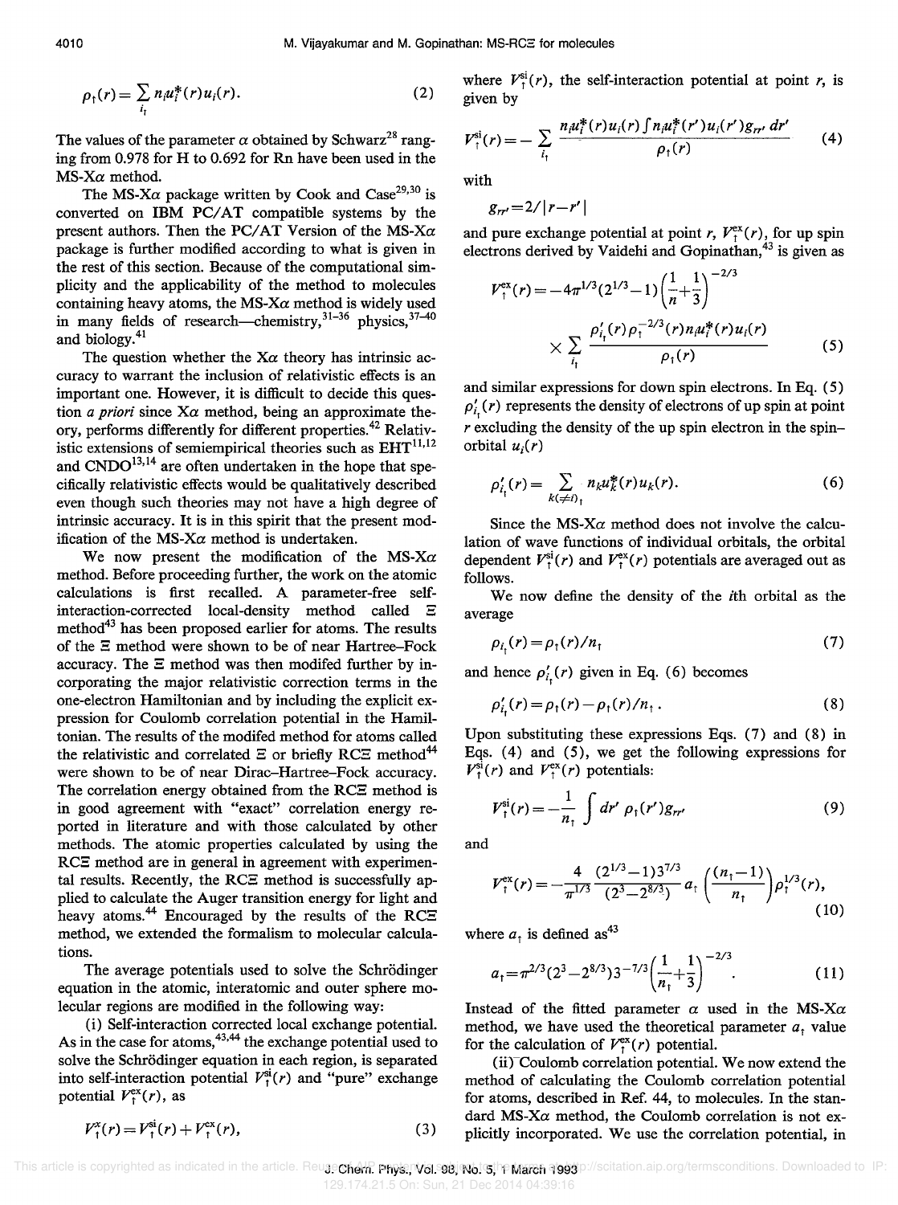$$\rho_\uparrow(r) = \sum_{i_\uparrow} n_i u_i^*(r) u_i(r). \tag{2}$$

The values of the parameter $\alpha$ obtained by Schwarz[28] ranging from 0.978 for H to 0.692 for Rn have been used in the MS-X$\alpha$ method.

The MS-X$\alpha$ package written by Cook and Case[29,30] is converted on IBM PC/AT compatible systems by the present authors. Then the PC/AT Version of the MS-X$\alpha$ package is further modified according to what is given in the rest of this section. Because of the computational simplicity and the applicability of the method to molecules containing heavy atoms, the MS-X$\alpha$ method is widely used in many fields of research—chemistry,[31–36] physics,[37–40] and biology.[41]

The question whether the X$\alpha$ theory has intrinsic accuracy to warrant the inclusion of relativistic effects is an important one. However, it is difficult to decide this question *a priori* since X$\alpha$ method, being an approximate theory, performs differently for different properties.[42] Relativistic extensions of semiempirical theories such as EHT[11,12] and CNDO[13,14] are often undertaken in the hope that specifically relativistic effects would be qualitatively described even though such theories may not have a high degree of intrinsic accuracy. It is in this spirit that the present modification of the MS-X$\alpha$ method is undertaken.

We now present the modification of the MS-X$\alpha$ method. Before proceeding further, the work on the atomic calculations is first recalled. A parameter-free self-interaction-corrected local-density method called $\Xi$ method[43] has been proposed earlier for atoms. The results of the $\Xi$ method were shown to be of near Hartree–Fock accuracy. The $\Xi$ method was then modifed further by incorporating the major relativistic correction terms in the one-electron Hamiltonian and by including the explicit expression for Coulomb correlation potential in the Hamiltonian. The results of the modifed method for atoms called the relativistic and correlated $\Xi$ or briefly RC$\Xi$ method[44] were shown to be of near Dirac–Hartree–Fock accuracy. The correlation energy obtained from the RC$\Xi$ method is in good agreement with "exact" correlation energy reported in literature and with those calculated by other methods. The atomic properties calculated by using the RC$\Xi$ method are in general in agreement with experimental results. Recently, the RC$\Xi$ method is successfully applied to calculate the Auger transition energy for light and heavy atoms.[44] Encouraged by the results of the RC$\Xi$ method, we extended the formalism to molecular calculations.

The average potentials used to solve the Schrödinger equation in the atomic, interatomic and outer sphere molecular regions are modified in the following way:

(i) Self-interaction corrected local exchange potential. As in the case for atoms,[43,44] the exchange potential used to solve the Schrödinger equation in each region, is separated into self-interaction potential $V_\uparrow^{\rm si}(r)$ and "pure" exchange potential $V_\uparrow^{\rm ex}(r)$, as

$$V_\uparrow^x(r) = V_\uparrow^{\rm si}(r) + V_\uparrow^{\rm ex}(r), \tag{3}$$

where $V_\uparrow^{\rm si}(r)$, the self-interaction potential at point $r$, is given by

$$V_\uparrow^{\rm si}(r) = -\sum_{i_\uparrow} \frac{n_i u_i^*(r) u_i(r) \int n_i u_i^*(r') u_i(r') g_{rr'}\, dr'}{\rho_\uparrow(r)} \tag{4}$$

with

$$g_{rr'} = 2/|r - r'|$$

and pure exchange potential at point $r$, $V_\uparrow^{\rm ex}(r)$, for up spin electrons derived by Vaidehi and Gopinathan,[43] is given as

$$V_\uparrow^{\rm ex}(r) = -4\pi^{1/3}(2^{1/3}-1)\left(\frac{1}{n}+\frac{1}{3}\right)^{-2/3} \times \sum_{i_\uparrow} \frac{\rho'_{i_\uparrow}(r)\,\rho_\uparrow^{-2/3}(r)\, n_i u_i^*(r) u_i(r)}{\rho_\uparrow(r)} \tag{5}$$

and similar expressions for down spin electrons. In Eq. (5) $\rho'_{i_\uparrow}(r)$ represents the density of electrons of up spin at point $r$ excluding the density of the up spin electron in the spin–orbital $u_i(r)$

$$\rho'_{i_\uparrow}(r) = \sum_{k(\neq i)_\uparrow} n_k u_k^*(r) u_k(r). \tag{6}$$

Since the MS-X$\alpha$ method does not involve the calculation of wave functions of individual orbitals, the orbital dependent $V_\uparrow^{\rm si}(r)$ and $V_\uparrow^{\rm ex}(r)$ potentials are averaged out as follows.

We now define the density of the $i$th orbital as the average

$$\rho_{i_\uparrow}(r) = \rho_\uparrow(r)/n_\uparrow \tag{7}$$

and hence $\rho'_{i_\uparrow}(r)$ given in Eq. (6) becomes

$$\rho'_{i_\uparrow}(r) = \rho_\uparrow(r) - \rho_\uparrow(r)/n_\uparrow. \tag{8}$$

Upon substituting these expressions Eqs. (7) and (8) in Eqs. (4) and (5), we get the following expressions for $V_\uparrow^{\rm si}(r)$ and $V_\uparrow^{\rm ex}(r)$ potentials:

$$V_\uparrow^{\rm si}(r) = -\frac{1}{n_\uparrow} \int dr'\, \rho_\uparrow(r') g_{rr'} \tag{9}$$

and

$$V_\uparrow^{\rm ex}(r) = -\frac{4}{\pi^{1/3}} \frac{(2^{1/3}-1)3^{7/3}}{(2^3-2^{8/3})}\, a_\uparrow \left(\frac{(n_\uparrow-1)}{n_\uparrow}\right) \rho_\uparrow^{1/3}(r), \tag{10}$$

where $a_\uparrow$ is defined as[43]

$$a_\uparrow = \pi^{2/3}(2^3-2^{8/3})3^{-7/3}\left(\frac{1}{n_\uparrow}+\frac{1}{3}\right)^{-2/3}. \tag{11}$$

Instead of the fitted parameter $\alpha$ used in the MS-X$\alpha$ method, we have used the theoretical parameter $a_\uparrow$ value for the calculation of $V_\uparrow^{\rm ex}(r)$ potential.

(ii) Coulomb correlation potential. We now extend the method of calculating the Coulomb correlation potential for atoms, described in Ref. 44, to molecules. In the standard MS-X$\alpha$ method, the Coulomb correlation is not explicitly incorporated. We use the correlation potential, in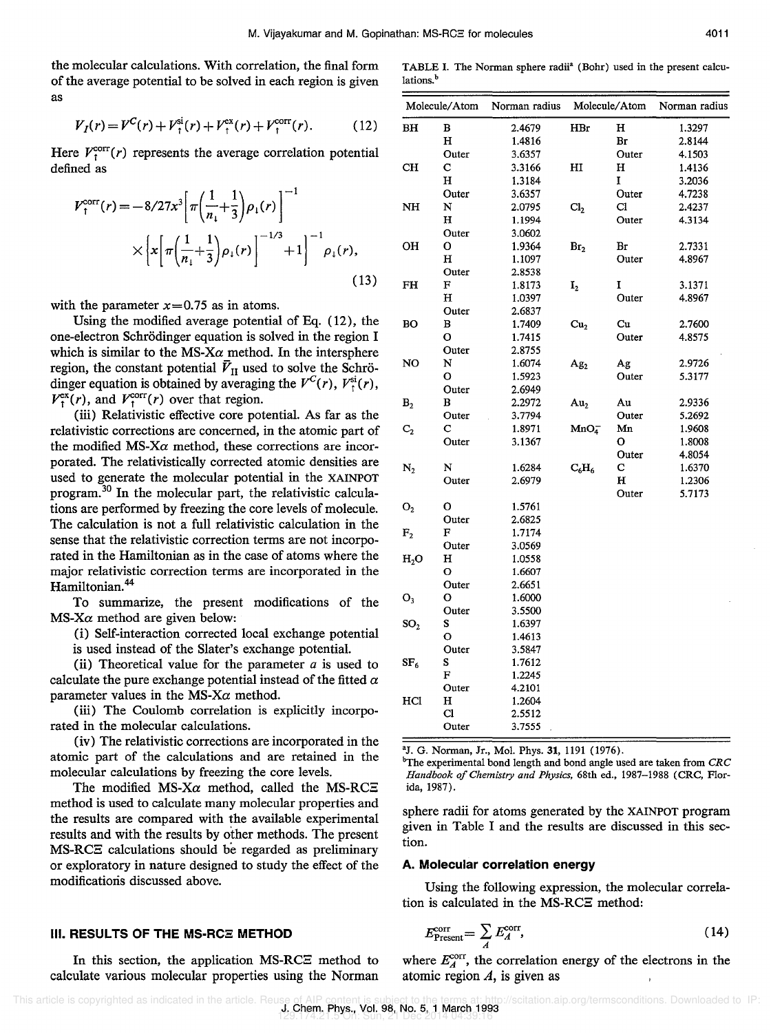the molecular calculations. With correlation, the final form of the average potential to be solved in each region is given as

$$V_I(r) = V^C(r) + V_\uparrow^{si}(r) + V_\uparrow^{ex}(r) + V_\uparrow^{corr}(r). \quad (12)$$

Here $V_\uparrow^{corr}(r)$ represents the average correlation potential defined as

$$V_\uparrow^{corr}(r) = -8/27x^3\left[\pi\left(\frac{1}{n_\downarrow}+\frac{1}{3}\right)\rho_\downarrow(r)\right]^{-1} \times\left\{x\left[\pi\left(\frac{1}{n_\downarrow}+\frac{1}{3}\right)\rho_\downarrow(r)\right]^{-1/3}+1\right\}^{-1}\rho_\downarrow(r), \quad (13)$$

with the parameter $x=0.75$ as in atoms.

Using the modified average potential of Eq. (12), the one-electron Schrödinger equation is solved in the region I which is similar to the MS-$X\alpha$ method. In the intersphere region, the constant potential $\bar{V}_{II}$ used to solve the Schrödinger equation is obtained by averaging the $V^C(r)$, $V_\uparrow^{si}(r)$, $V_\uparrow^{ex}(r)$, and $V_\uparrow^{corr}(r)$ over that region.

(iii) Relativistic effective core potential. As far as the relativistic corrections are concerned, in the atomic part of the modified MS-$X\alpha$ method, these corrections are incorporated. The relativistically corrected atomic densities are used to generate the molecular potential in the XAINPOT program.[30] In the molecular part, the relativistic calculations are performed by freezing the core levels of molecule. The calculation is not a full relativistic calculation in the sense that the relativistic correction terms are not incorporated in the Hamiltonian as in the case of atoms where the major relativistic correction terms are incorporated in the Hamiltonian.[44]

To summarize, the present modifications of the MS-$X\alpha$ method are given below:

(i) Self-interaction corrected local exchange potential is used instead of the Slater's exchange potential.

(ii) Theoretical value for the parameter $a$ is used to calculate the pure exchange potential instead of the fitted $\alpha$ parameter values in the MS-$X\alpha$ method.

(iii) The Coulomb correlation is explicitly incorporated in the molecular calculations.

(iv) The relativistic corrections are incorporated in the atomic part of the calculations and are retained in the molecular calculations by freezing the core levels.

The modified MS-$X\alpha$ method, called the MS-RCΞ method is used to calculate many molecular properties and the results are compared with the available experimental results and with the results by other methods. The present MS-RCΞ calculations should be regarded as preliminary or exploratory in nature designed to study the effect of the modifications discussed above.

## III. RESULTS OF THE MS-RCΞ METHOD

In this section, the application MS-RCΞ method to calculate various molecular properties using the Norman sphere radii for atoms generated by the XAINPOT program given in Table I and the results are discussed in this section.

TABLE I. The Norman sphere radii[a] (Bohr) used in the present calculations.[b]

| Molecule/Atom | | Norman radius | Molecule/Atom | | Norman radius |
|---|---|---|---|---|---|
| BH | B | 2.4679 | HBr | H | 1.3297 |
| | H | 1.4816 | | Br | 2.8144 |
| | Outer | 3.6357 | | Outer | 4.1503 |
| CH | C | 3.3166 | HI | H | 1.4136 |
| | H | 1.3184 | | I | 3.2036 |
| | Outer | 3.6357 | | Outer | 4.7238 |
| NH | N | 2.0795 | $Cl_2$ | Cl | 2.4237 |
| | H | 1.1994 | | Outer | 4.3134 |
| | Outer | 3.0602 | | | |
| OH | O | 1.9364 | $Br_2$ | Br | 2.7331 |
| | H | 1.1097 | | Outer | 4.8967 |
| | Outer | 2.8538 | | | |
| FH | F | 1.8173 | $I_2$ | I | 3.1371 |
| | H | 1.0397 | | Outer | 4.8967 |
| | Outer | 2.6837 | | | |
| BO | B | 1.7409 | $Cu_2$ | Cu | 2.7600 |
| | O | 1.7415 | | Outer | 4.8575 |
| | Outer | 2.8755 | | | |
| NO | N | 1.6074 | $Ag_2$ | Ag | 2.9726 |
| | O | 1.5923 | | Outer | 5.3177 |
| | Outer | 2.6949 | | | |
| $B_2$ | B | 2.2972 | $Au_2$ | Au | 2.9336 |
| | Outer | 3.7794 | | Outer | 5.2692 |
| $C_2$ | C | 1.8971 | $MnO_4^-$ | Mn | 1.9608 |
| | Outer | 3.1367 | | O | 1.8008 |
| | | | | Outer | 4.8054 |
| $N_2$ | N | 1.6284 | $C_6H_6$ | C | 1.6370 |
| | Outer | 2.6979 | | H | 1.2306 |
| | | | | Outer | 5.7173 |
| $O_2$ | O | 1.5761 | | | |
| | Outer | 2.6825 | | | |
| $F_2$ | F | 1.7174 | | | |
| | Outer | 3.0569 | | | |
| $H_2O$ | H | 1.0558 | | | |
| | O | 1.6607 | | | |
| | Outer | 2.6651 | | | |
| $O_3$ | O | 1.6000 | | | |
| | Outer | 3.5500 | | | |
| $SO_2$ | S | 1.6397 | | | |
| | O | 1.4613 | | | |
| | Outer | 3.5847 | | | |
| $SF_6$ | S | 1.7612 | | | |
| | F | 1.2245 | | | |
| | Outer | 4.2101 | | | |
| HCl | H | 1.2604 | | | |
| | Cl | 2.5512 | | | |
| | Outer | 3.7555 | | | |

[a]J. G. Norman, Jr., Mol. Phys. **31**, 1191 (1976).

[b]The experimental bond length and bond angle used are taken from *CRC Handbook of Chemistry and Physics*, 68th ed., 1987–1988 (CRC, Florida, 1987).

### A. Molecular correlation energy

Using the following expression, the molecular correlation is calculated in the MS-RCΞ method:

$$E_{\text{Present}}^{\text{corr}} = \sum_A E_A^{\text{corr}}, \quad (14)$$

where $E_A^{\text{corr}}$, the correlation energy of the electrons in the atomic region $A$, is given as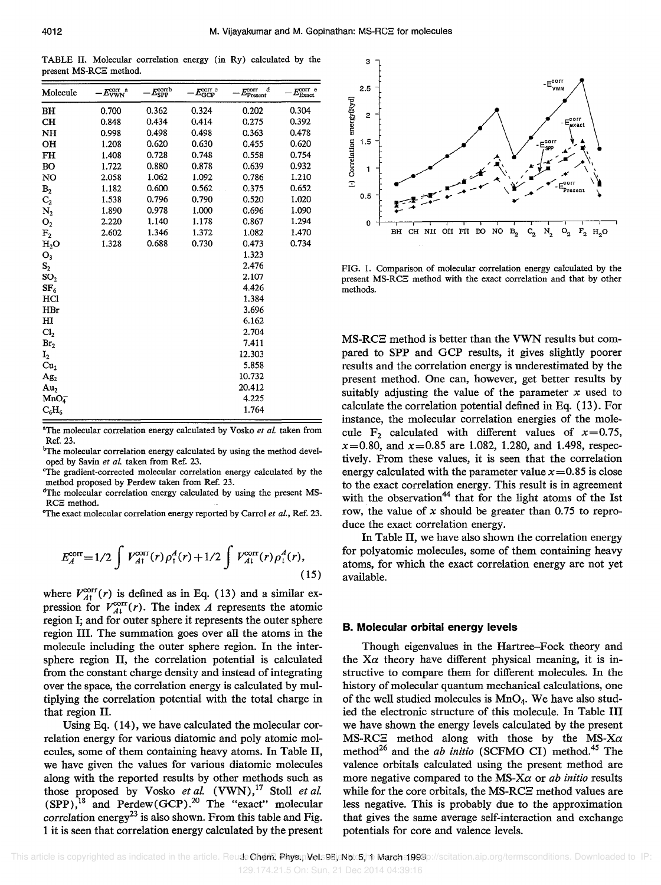TABLE II. Molecular correlation energy (in Ry) calculated by the present MS-RCΞ method.

| Molecule | $-E^{\text{corr a}}_{\text{VWN}}$ | $-E^{\text{corr b}}_{\text{SPP}}$ | $-E^{\text{corr c}}_{\text{GCP}}$ | $-E^{\text{corr d}}_{\text{Present}}$ | $-E^{\text{corr e}}_{\text{Exact}}$ |
|---|---|---|---|---|---|
| BH | 0.700 | 0.362 | 0.324 | 0.202 | 0.304 |
| CH | 0.848 | 0.434 | 0.414 | 0.275 | 0.392 |
| NH | 0.998 | 0.498 | 0.498 | 0.363 | 0.478 |
| OH | 1.208 | 0.620 | 0.630 | 0.455 | 0.620 |
| FH | 1.408 | 0.728 | 0.748 | 0.558 | 0.754 |
| BO | 1.722 | 0.880 | 0.878 | 0.639 | 0.932 |
| NO | 2.058 | 1.062 | 1.092 | 0.786 | 1.210 |
| $B_2$ | 1.182 | 0.600 | 0.562 | 0.375 | 0.652 |
| $C_2$ | 1.538 | 0.796 | 0.790 | 0.520 | 1.020 |
| $N_2$ | 1.890 | 0.978 | 1.000 | 0.696 | 1.090 |
| $O_2$ | 2.220 | 1.140 | 1.178 | 0.867 | 1.294 |
| $F_2$ | 2.602 | 1.346 | 1.372 | 1.082 | 1.470 |
| $H_2O$ | 1.328 | 0.688 | 0.730 | 0.473 | 0.734 |
| $O_3$ | | | | 1.323 | |
| $S_2$ | | | | 2.476 | |
| $SO_2$ | | | | 2.107 | |
| $SF_6$ | | | | 4.426 | |
| HCl | | | | 1.384 | |
| HBr | | | | 3.696 | |
| HI | | | | 6.162 | |
| $Cl_2$ | | | | 2.704 | |
| $Br_2$ | | | | 7.411 | |
| $I_2$ | | | | 12.303 | |
| $Cu_2$ | | | | 5.858 | |
| $Ag_2$ | | | | 10.732 | |
| $Au_2$ | | | | 20.412 | |
| $MnO_4^-$ | | | | 4.225 | |
| $C_6H_6$ | | | | 1.764 | |

[a] The molecular correlation energy calculated by Vosko *et al.* taken from Ref. 23.
[b] The molecular correlation energy calculated by using the method developed by Savin *et al.* taken from Ref. 23.
[c] The gradient-corrected molecular correlation energy calculated by the method proposed by Perdew taken from Ref. 23.
[d] The molecular correlation energy calculated by using the present MS-RCΞ method.
[e] The exact molecular correlation energy reported by Carrol *et al.*, Ref. 23.

$$E^{\text{corr}}_A = 1/2 \int V^{\text{corr}}_{A\uparrow}(r)\rho^A_{\uparrow}(r) + 1/2 \int V^{\text{corr}}_{A\downarrow}(r)\rho^A_{\downarrow}(r), \tag{15}$$

where $V^{\text{corr}}_{A\uparrow}(r)$ is defined as in Eq. (13) and a similar expression for $V^{\text{corr}}_{A\downarrow}(r)$. The index $A$ represents the atomic region I; and for outer sphere it represents the outer sphere region III. The summation goes over all the atoms in the molecule including the outer sphere region. In the intersphere region II, the correlation potential is calculated from the constant charge density and instead of integrating over the space, the correlation energy is calculated by multiplying the correlation potential with the total charge in that region II.

Using Eq. (14), we have calculated the molecular correlation energy for various diatomic and poly atomic molecules, some of them containing heavy atoms. In Table II, we have given the values for various diatomic molecules along with the reported results by other methods such as those proposed by Vosko *et al.* (VWN),[17] Stoll *et al.* (SPP),[18] and Perdew(GCP).[20] The "exact" molecular correlation energy[23] is also shown. From this table and Fig. 1 it is seen that correlation energy calculated by the present MS-RCΞ method is better than the VWN results but compared to SPP and GCP results, it gives slightly poorer results and the correlation energy is underestimated by the present method. One can, however, get better results by suitably adjusting the value of the parameter $x$ used to calculate the correlation potential defined in Eq. (13). For instance, the molecular correlation energies of the molecule $F_2$ calculated with different values of $x=0.75$, $x=0.80$, and $x=0.85$ are 1.082, 1.280, and 1.498, respectively. From these values, it is seen that the correlation energy calculated with the parameter value $x=0.85$ is close to the exact correlation energy. This result is in agreement with the observation[44] that for the light atoms of the Ist row, the value of $x$ should be greater than 0.75 to reproduce the exact correlation energy.

FIG. 1. Comparison of molecular correlation energy calculated by the present MS-RCΞ method with the exact correlation and that by other methods.

In Table II, we have also shown the correlation energy for polyatomic molecules, some of them containing heavy atoms, for which the exact correlation energy are not yet available.

### B. Molecular orbital energy levels

Though eigenvalues in the Hartree–Fock theory and the Xα theory have different physical meaning, it is instructive to compare them for different molecules. In the history of molecular quantum mechanical calculations, one of the well studied molecules is $MnO_4$. We have also studied the electronic structure of this molecule. In Table III we have shown the energy levels calculated by the present MS-RCΞ method along with those by the MS-Xα method[26] and the *ab initio* (SCFMO CI) method.[45] The valence orbitals calculated using the present method are more negative compared to the MS-Xα or *ab initio* results while for the core orbitals, the MS-RCΞ method values are less negative. This is probably due to the approximation that gives the same average self-interaction and exchange potentials for core and valence levels.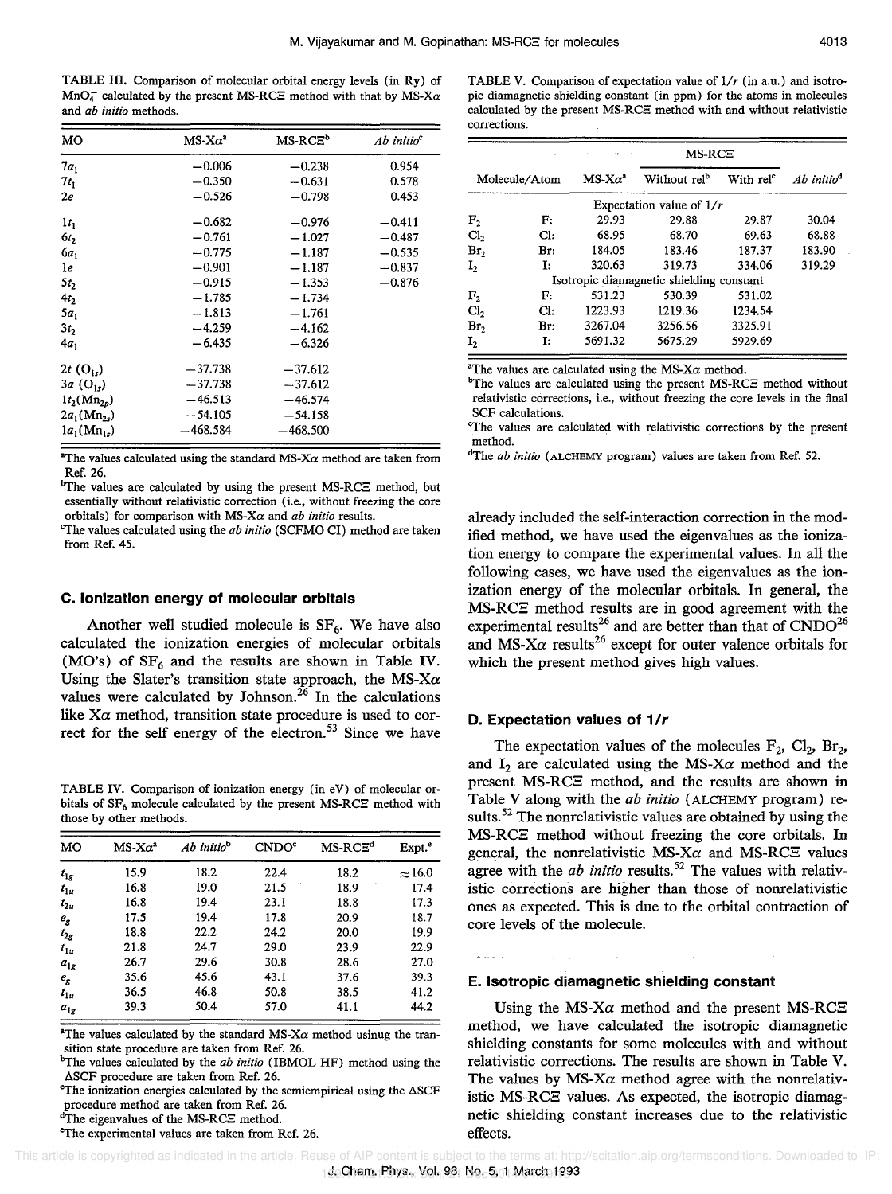TABLE III. Comparison of molecular orbital energy levels (in Ry) of $MnO_4^-$ calculated by the present MS-RCΞ method with that by MS-Xα and *ab initio* methods.

| MO | MS-Xα[a] | MS-RCΞ[b] | *Ab initio*[c] |
|---|---|---|---|
| $7a_1$ | −0.006 | −0.238 | 0.954 |
| $7t_1$ | −0.350 | −0.631 | 0.578 |
| $2e$ | −0.526 | −0.798 | 0.453 |
| $1t_1$ | −0.682 | −0.976 | −0.411 |
| $6t_2$ | −0.761 | −1.027 | −0.487 |
| $6a_1$ | −0.775 | −1.187 | −0.535 |
| $1e$ | −0.901 | −1.187 | −0.837 |
| $5t_2$ | −0.915 | −1.353 | −0.876 |
| $4t_2$ | −1.785 | −1.734 | |
| $5a_1$ | −1.813 | −1.761 | |
| $3t_2$ | −4.259 | −4.162 | |
| $4a_1$ | −6.435 | −6.326 | |
| $2t$ ($O_{1s}$) | −37.738 | −37.612 | |
| $3a$ ($O_{1s}$) | −37.738 | −37.612 | |
| $1t_2$($Mn_{2p}$) | −46.513 | −46.574 | |
| $2a_1$($Mn_{2s}$) | −54.105 | −54.158 | |
| $1a_1$($Mn_{1s}$) | −468.584 | −468.500 | |

[a]The values calculated using the standard MS-Xα method are taken from Ref. 26.
[b]The values are calculated by using the present MS-RCΞ method, but essentially without relativistic correction (i.e., without freezing the core orbitals) for comparison with MS-Xα and *ab initio* results.
[c]The values calculated using the *ab initio* (SCFMO CI) method are taken from Ref. 45.

### C. Ionization energy of molecular orbitals

Another well studied molecule is $SF_6$. We have also calculated the ionization energies of molecular orbitals (MO's) of $SF_6$ and the results are shown in Table IV. Using the Slater's transition state approach, the MS-Xα values were calculated by Johnson.[26] In the calculations like Xα method, transition state procedure is used to correct for the self energy of the electron.[53] Since we have already included the self-interaction correction in the modified method, we have used the eigenvalues as the ionization energy to compare the experimental values. In all the following cases, we have used the eigenvalues as the ionization energy of the molecular orbitals. In general, the MS-RCΞ method results are in good agreement with the experimental results[26] and are better than that of CNDO[26] and MS-Xα results[26] except for outer valence orbitals for which the present method gives high values.

TABLE IV. Comparison of ionization energy (in eV) of molecular orbitals of $SF_6$ molecule calculated by the present MS-RCΞ method with those by other methods.

| MO | MS-Xα[a] | *Ab initio*[b] | CNDO[c] | MS-RCΞ[d] | Expt.[e] |
|---|---|---|---|---|---|
| $t_{1g}$ | 15.9 | 18.2 | 22.4 | 18.2 | ≈16.0 |
| $t_{1u}$ | 16.8 | 19.0 | 21.5 | 18.9 | 17.4 |
| $t_{2u}$ | 16.8 | 19.4 | 23.1 | 18.8 | 17.3 |
| $e_g$ | 17.5 | 19.4 | 17.8 | 20.9 | 18.7 |
| $t_{2g}$ | 18.8 | 22.2 | 24.2 | 20.0 | 19.9 |
| $t_{1u}$ | 21.8 | 24.7 | 29.0 | 23.9 | 22.9 |
| $a_{1g}$ | 26.7 | 29.6 | 30.8 | 28.6 | 27.0 |
| $e_g$ | 35.6 | 45.6 | 43.1 | 37.6 | 39.3 |
| $t_{1u}$ | 36.5 | 46.8 | 50.8 | 38.5 | 41.2 |
| $a_{1g}$ | 39.3 | 50.4 | 57.0 | 41.1 | 44.2 |

[a]The values calculated by the standard MS-Xα method usinug the transition state procedure are taken from Ref. 26.
[b]The values calculated by the *ab initio* (IBMOL HF) method using the ΔSCF procedure are taken from Ref. 26.
[c]The ionization energies calculated by the semiempirical using the ΔSCF procedure method are taken from Ref. 26.
[d]The eigenvalues of the MS-RCΞ method.
[e]The experimental values are taken from Ref. 26.

TABLE V. Comparison of expectation value of $1/r$ (in a.u.) and isotropic diamagnetic shielding constant (in ppm) for the atoms in molecules calculated by the present MS-RCΞ method with and without relativistic corrections.

| Molecule/Atom | | MS-Xα[a] | MS-RCΞ Without rel[b] | MS-RCΞ With rel[c] | *Ab initio*[d] |
|---|---|---|---|---|---|
| Expectation value of $1/r$ | | | | | |
| $F_2$ | F: | 29.93 | 29.88 | 29.87 | 30.04 |
| $Cl_2$ | Cl: | 68.95 | 68.70 | 69.63 | 68.88 |
| $Br_2$ | Br: | 184.05 | 183.46 | 187.37 | 183.90 |
| $I_2$ | I: | 320.63 | 319.73 | 334.06 | 319.29 |
| Isotropic diamagnetic shielding constant | | | | | |
| $F_2$ | F: | 531.23 | 530.39 | 531.02 | |
| $Cl_2$ | Cl: | 1223.93 | 1219.36 | 1234.54 | |
| $Br_2$ | Br: | 3267.04 | 3256.56 | 3325.91 | |
| $I_2$ | I: | 5691.32 | 5675.29 | 5929.69 | |

[a]The values are calculated using the MS-Xα method.
[b]The values are calculated using the present MS-RCΞ method without relativistic corrections, i.e., without freezing the core levels in the final SCF calculations.
[c]The values are calculated with relativistic corrections by the present method.
[d]The *ab initio* (ALCHEMY program) values are taken from Ref. 52.

### D. Expectation values of $1/r$

The expectation values of the molecules $F_2$, $Cl_2$, $Br_2$, and $I_2$ are calculated using the MS-Xα method and the present MS-RCΞ method, and the results are shown in Table V along with the *ab initio* (ALCHEMY program) results.[52] The nonrelativistic values are obtained by using the MS-RCΞ method without freezing the core orbitals. In general, the nonrelativistic MS-Xα and MS-RCΞ values agree with the *ab initio* results.[52] The values with relativistic corrections are higher than those of nonrelativistic ones as expected. This is due to the orbital contraction of core levels of the molecule.

### E. Isotropic diamagnetic shielding constant

Using the MS-Xα method and the present MS-RCΞ method, we have calculated the isotropic diamagnetic shielding constants for some molecules with and without relativistic corrections. The results are shown in Table V. The values by MS-Xα method agree with the nonrelativistic MS-RCΞ values. As expected, the isotropic diamagnetic shielding constant increases due to the relativistic effects.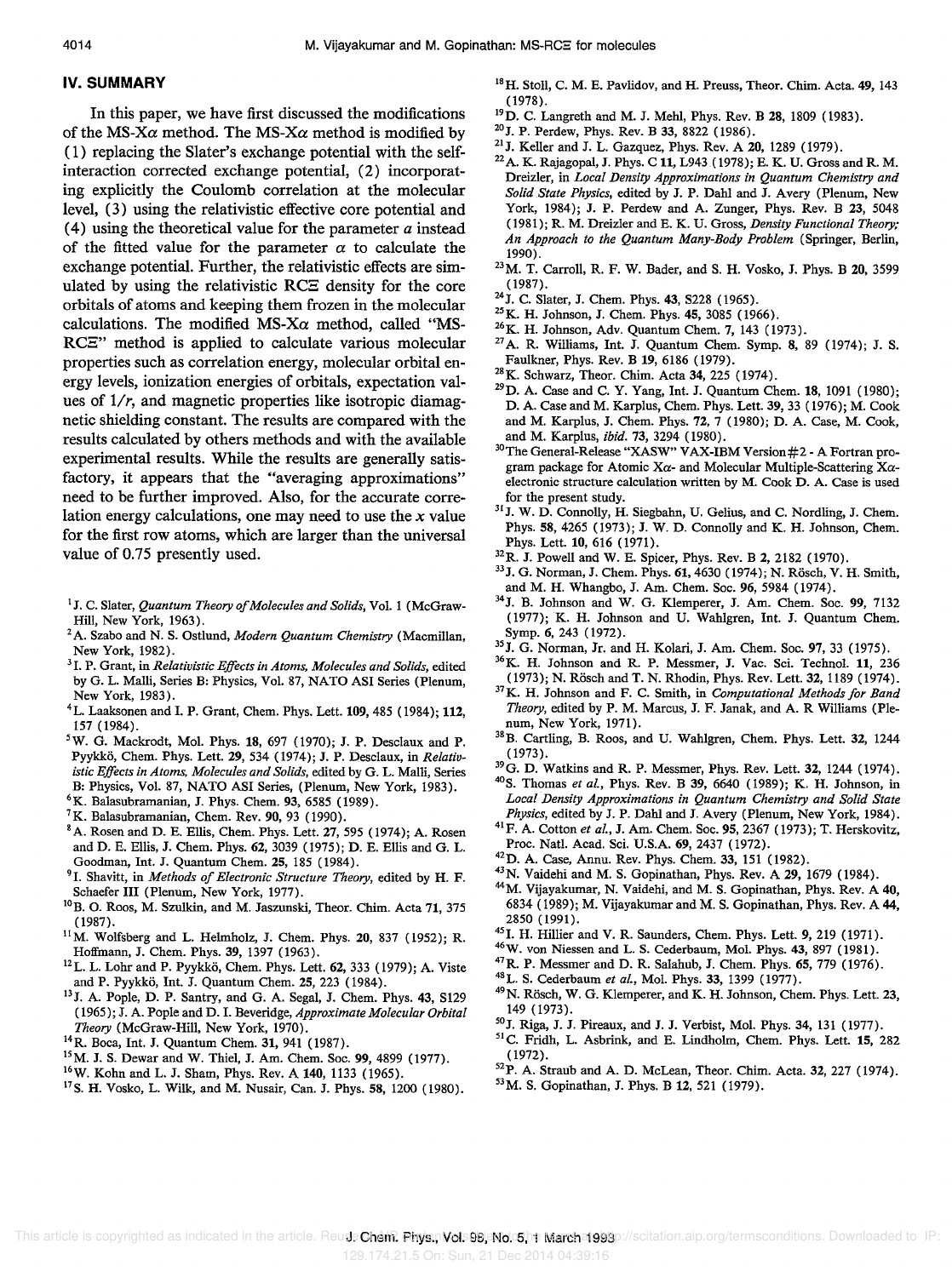## IV. SUMMARY

In this paper, we have first discussed the modifications of the MS-X$\alpha$ method. The MS-X$\alpha$ method is modified by (1) replacing the Slater's exchange potential with the self-interaction corrected exchange potential, (2) incorporating explicitly the Coulomb correlation at the molecular level, (3) using the relativistic effective core potential and (4) using the theoretical value for the parameter $a$ instead of the fitted value for the parameter $\alpha$ to calculate the exchange potential. Further, the relativistic effects are simulated by using the relativistic RC$\Xi$ density for the core orbitals of atoms and keeping them frozen in the molecular calculations. The modified MS-X$\alpha$ method, called "MS-RC$\Xi$" method is applied to calculate various molecular properties such as correlation energy, molecular orbital energy levels, ionization energies of orbitals, expectation values of $1/r$, and magnetic properties like isotropic diamagnetic shielding constant. The results are compared with the results calculated by others methods and with the available experimental results. While the results are generally satisfactory, it appears that the "averaging approximations" need to be further improved. Also, for the accurate correlation energy calculations, one may need to use the $x$ value for the first row atoms, which are larger than the universal value of 0.75 presently used.

[1] J. C. Slater, *Quantum Theory of Molecules and Solids*, Vol. 1 (McGraw-Hill, New York, 1963).

[2] A. Szabo and N. S. Ostlund, *Modern Quantum Chemistry* (Macmillan, New York, 1982).

[3] I. P. Grant, in *Relativistic Effects in Atoms, Molecules and Solids*, edited by G. L. Malli, Series B: Physics, Vol. 87, NATO ASI Series (Plenum, New York, 1983).

[4] L. Laaksonen and I. P. Grant, Chem. Phys. Lett. **109**, 485 (1984); **112**, 157 (1984).

[5] W. G. Mackrodt, Mol. Phys. **18**, 697 (1970); J. P. Desclaux and P. Pyykkö, Chem. Phys. Lett. **29**, 534 (1974); J. P. Desclaux, in *Relativistic Effects in Atoms, Molecules and Solids*, edited by G. L. Malli, Series B: Physics, Vol. 87, NATO ASI Series, (Plenum, New York, 1983).

[6] K. Balasubramanian, J. Phys. Chem. **93**, 6585 (1989).

[7] K. Balasubramanian, Chem. Rev. **90**, 93 (1990).

[8] A. Rosen and D. E. Ellis, Chem. Phys. Lett. **27**, 595 (1974); A. Rosen and D. E. Ellis, J. Chem. Phys. **62**, 3039 (1975); D. E. Ellis and G. L. Goodman, Int. J. Quantum Chem. **25**, 185 (1984).

[9] I. Shavitt, in *Methods of Electronic Structure Theory*, edited by H. F. Schaefer III (Plenum, New York, 1977).

[10] B. O. Roos, M. Szulkin, and M. Jaszunski, Theor. Chim. Acta **71**, 375 (1987).

[11] M. Wolfsberg and L. Helmholz, J. Chem. Phys. **20**, 837 (1952); R. Hoffmann, J. Chem. Phys. **39**, 1397 (1963).

[12] L. L. Lohr and P. Pyykkö, Chem. Phys. Lett. **62**, 333 (1979); A. Viste and P. Pyykkö, Int. J. Quantum Chem. **25**, 223 (1984).

[13] J. A. Pople, D. P. Santry, and G. A. Segal, J. Chem. Phys. **43**, S129 (1965); J. A. Pople and D. I. Beveridge, *Approximate Molecular Orbital Theory* (McGraw-Hill, New York, 1970).

[14] R. Boca, Int. J. Quantum Chem. **31**, 941 (1987).

[15] M. J. S. Dewar and W. Thiel, J. Am. Chem. Soc. **99**, 4899 (1977).

[16] W. Kohn and L. J. Sham, Phys. Rev. A **140**, 1133 (1965).

[17] S. H. Vosko, L. Wilk, and M. Nusair, Can. J. Phys. **58**, 1200 (1980).

[18] H. Stoll, C. M. E. Pavlidov, and H. Preuss, Theor. Chim. Acta. **49**, 143 (1978).

[19] D. C. Langreth and M. J. Mehl, Phys. Rev. B **28**, 1809 (1983).

[20] J. P. Perdew, Phys. Rev. B **33**, 8822 (1986).

[21] J. Keller and J. L. Gazquez, Phys. Rev. A **20**, 1289 (1979).

[22] A. K. Rajagopal, J. Phys. C **11**, L943 (1978); E. K. U. Gross and R. M. Dreizler, in *Local Density Approximations in Quantum Chemistry and Solid State Physics*, edited by J. P. Dahl and J. Avery (Plenum, New York, 1984); J. P. Perdew and A. Zunger, Phys. Rev. B **23**, 5048 (1981); R. M. Dreizler and E. K. U. Gross, *Density Functional Theory; An Approach to the Quantum Many-Body Problem* (Springer, Berlin, 1990).

[23] M. T. Carroll, R. F. W. Bader, and S. H. Vosko, J. Phys. B **20**, 3599 (1987).

[24] J. C. Slater, J. Chem. Phys. **43**, S228 (1965).

[25] K. H. Johnson, J. Chem. Phys. **45**, 3085 (1966).

[26] K. H. Johnson, Adv. Quantum Chem. **7**, 143 (1973).

[27] A. R. Williams, Int. J. Quantum Chem. Symp. **8**, 89 (1974); J. S. Faulkner, Phys. Rev. B **19**, 6186 (1979).

[28] K. Schwarz, Theor. Chim. Acta **34**, 225 (1974).

[29] D. A. Case and C. Y. Yang, Int. J. Quantum Chem. **18**, 1091 (1980); D. A. Case and M. Karplus, Chem. Phys. Lett. **39**, 33 (1976); M. Cook and M. Karplus, J. Chem. Phys. **72**, 7 (1980); D. A. Case, M. Cook, and M. Karplus, *ibid.* **73**, 3294 (1980).

[30] The General-Release "XASW" VAX-IBM Version#2 - A Fortran program package for Atomic X$\alpha$- and Molecular Multiple-Scattering X$\alpha$-electronic structure calculation written by M. Cook D. A. Case is used for the present study.

[31] J. W. D. Connolly, H. Siegbahn, U. Gelius, and C. Nordling, J. Chem. Phys. **58**, 4265 (1973); J. W. D. Connolly and K. H. Johnson, Chem. Phys. Lett. **10**, 616 (1971).

[32] R. J. Powell and W. E. Spicer, Phys. Rev. B **2**, 2182 (1970).

[33] J. G. Norman, J. Chem. Phys. **61**, 4630 (1974); N. Rösch, V. H. Smith, and M. H. Whangbo, J. Am. Chem. Soc. **96**, 5984 (1974).

[34] J. B. Johnson and W. G. Klemperer, J. Am. Chem. Soc. **99**, 7132 (1977); K. H. Johnson and U. Wahlgren, Int. J. Quantum Chem. Symp. **6**, 243 (1972).

[35] J. G. Norman, Jr. and H. Kolari, J. Am. Chem. Soc. **97**, 33 (1975).

[36] K. H. Johnson and R. P. Messmer, J. Vac. Sci. Technol. **11**, 236 (1973); N. Rösch and T. N. Rhodin, Phys. Rev. Lett. **32**, 1189 (1974).

[37] K. H. Johnson and F. C. Smith, in *Computational Methods for Band Theory*, edited by P. M. Marcus, J. F. Janak, and A. R Williams (Plenum, New York, 1971).

[38] B. Cartling, B. Roos, and U. Wahlgren, Chem. Phys. Lett. **32**, 1244 (1973).

[39] G. D. Watkins and R. P. Messmer, Phys. Rev. Lett. **32**, 1244 (1974).

[40] S. Thomas *et al.*, Phys. Rev. B **39**, 6640 (1989); K. H. Johnson, in *Local Density Approximations in Quantum Chemistry and Solid State Physics*, edited by J. P. Dahl and J. Avery (Plenum, New York, 1984).

[41] F. A. Cotton *et al.*, J. Am. Chem. Soc. **95**, 2367 (1973); T. Herskovitz, Proc. Natl. Acad. Sci. U.S.A. **69**, 2437 (1972).

[42] D. A. Case, Annu. Rev. Phys. Chem. **33**, 151 (1982).

[43] N. Vaidehi and M. S. Gopinathan, Phys. Rev. A **29**, 1679 (1984).

[44] M. Vijayakumar, N. Vaidehi, and M. S. Gopinathan, Phys. Rev. A **40**, 6834 (1989); M. Vijayakumar and M. S. Gopinathan, Phys. Rev. A **44**, 2850 (1991).

[45] I. H. Hillier and V. R. Saunders, Chem. Phys. Lett. **9**, 219 (1971).

[46] W. von Niessen and L. S. Cederbaum, Mol. Phys. **43**, 897 (1981).

[47] R. P. Messmer and D. R. Salahub, J. Chem. Phys. **65**, 779 (1976).

[48] L. S. Cederbaum *et al.*, Mol. Phys. **33**, 1399 (1977).

[49] N. Rösch, W. G. Klemperer, and K. H. Johnson, Chem. Phys. Lett. **23**, 149 (1973).

[50] J. Riga, J. J. Pireaux, and J. J. Verbist, Mol. Phys. **34**, 131 (1977).

[51] C. Fridh, L. Asbrink, and E. Lindholm, Chem. Phys. Lett. **15**, 282 (1972).

[52] P. A. Straub and A. D. McLean, Theor. Chim. Acta. **32**, 227 (1974).

[53] M. S. Gopinathan, J. Phys. B **12**, 521 (1979).